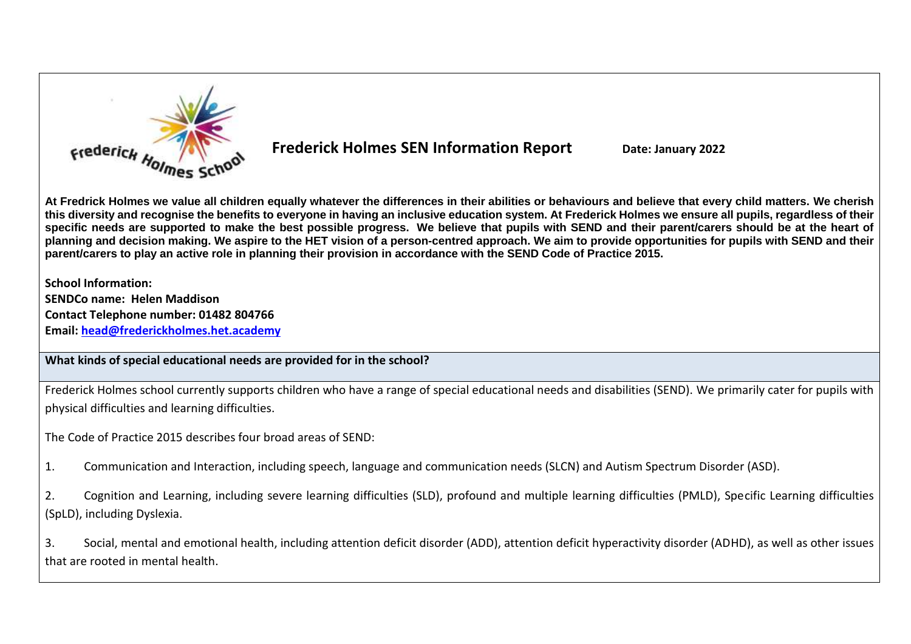# Frederick Holmes SEN Information Report

**Date: January 2022**

**At Fredrick Holmes we value all children equally whatever the differences in their abilities or behaviours and believe that every child matters. We cherish this diversity and recognise the benefits to everyone in having an inclusive education system. At Frederick Holmes we ensure all pupils, regardless of their specific needs are supported to make the best possible progress. We believe that pupils with SEND and their parent/carers should be at the heart of planning and decision making. We aspire to the HET vision of a person-centred approach. We aim to provide opportunities for pupils with SEND and their parent/carers to play an active role in planning their provision in accordance with the SEND Code of Practice 2015.**

**School Information:**
**SENDCo name: Helen Maddison**
**Contact Telephone number: 01482 804766**
**Email: head@frederickholmes.het.academy**

## What kinds of special educational needs are provided for in the school?

Frederick Holmes school currently supports children who have a range of special educational needs and disabilities (SEND). We primarily cater for pupils with physical difficulties and learning difficulties.

The Code of Practice 2015 describes four broad areas of SEND:

1. Communication and Interaction, including speech, language and communication needs (SLCN) and Autism Spectrum Disorder (ASD).

2. Cognition and Learning, including severe learning difficulties (SLD), profound and multiple learning difficulties (PMLD), Specific Learning difficulties (SpLD), including Dyslexia.

3. Social, mental and emotional health, including attention deficit disorder (ADD), attention deficit hyperactivity disorder (ADHD), as well as other issues that are rooted in mental health.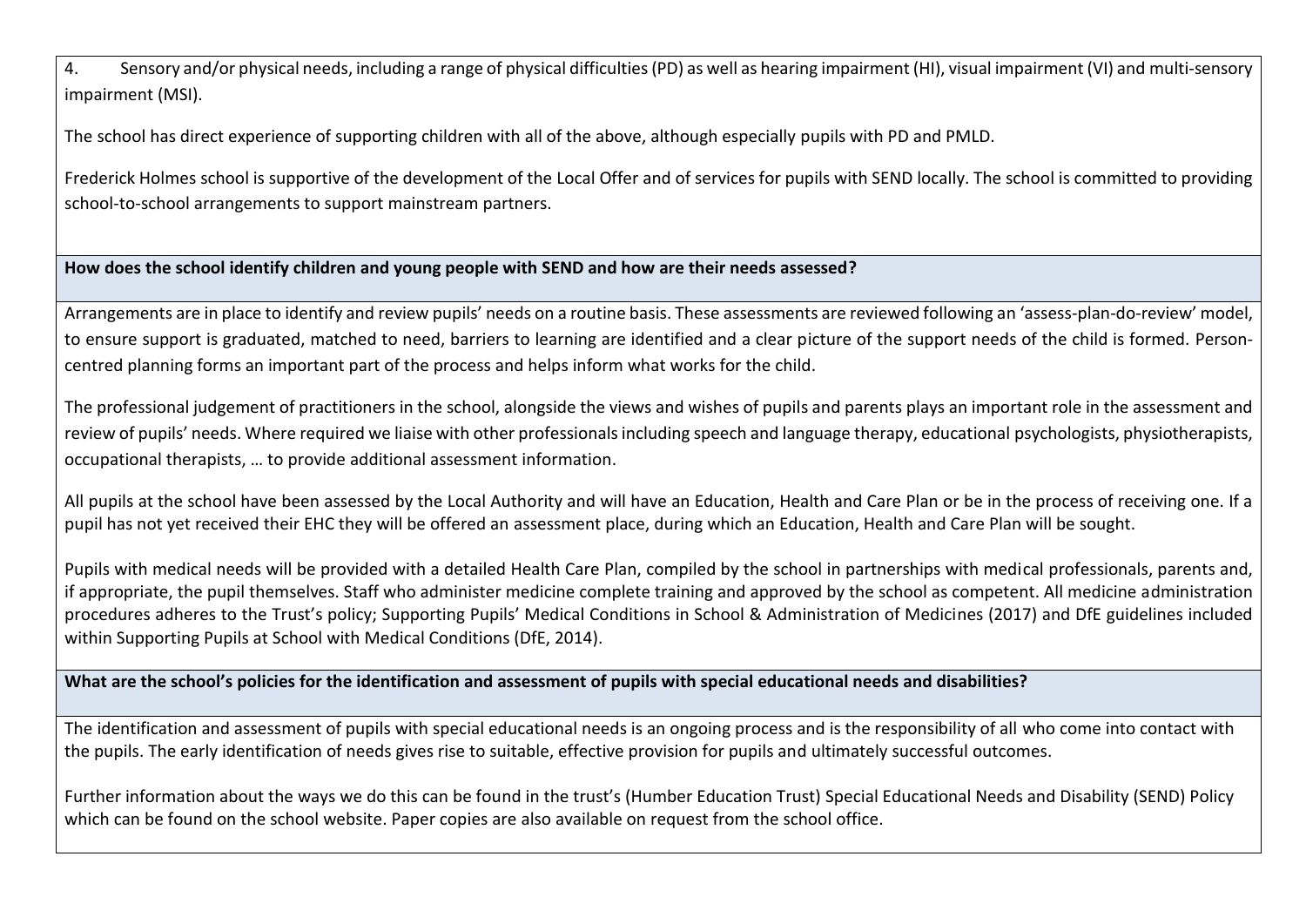4. Sensory and/or physical needs, including a range of physical difficulties (PD) as well as hearing impairment (HI), visual impairment (VI) and multi-sensory impairment (MSI).

The school has direct experience of supporting children with all of the above, although especially pupils with PD and PMLD.

Frederick Holmes school is supportive of the development of the Local Offer and of services for pupils with SEND locally. The school is committed to providing school-to-school arrangements to support mainstream partners.

**How does the school identify children and young people with SEND and how are their needs assessed?**

Arrangements are in place to identify and review pupils' needs on a routine basis. These assessments are reviewed following an 'assess-plan-do-review' model, to ensure support is graduated, matched to need, barriers to learning are identified and a clear picture of the support needs of the child is formed. Person-centred planning forms an important part of the process and helps inform what works for the child.

The professional judgement of practitioners in the school, alongside the views and wishes of pupils and parents plays an important role in the assessment and review of pupils' needs. Where required we liaise with other professionals including speech and language therapy, educational psychologists, physiotherapists, occupational therapists, … to provide additional assessment information.

All pupils at the school have been assessed by the Local Authority and will have an Education, Health and Care Plan or be in the process of receiving one. If a pupil has not yet received their EHC they will be offered an assessment place, during which an Education, Health and Care Plan will be sought.

Pupils with medical needs will be provided with a detailed Health Care Plan, compiled by the school in partnerships with medical professionals, parents and, if appropriate, the pupil themselves. Staff who administer medicine complete training and approved by the school as competent. All medicine administration procedures adheres to the Trust's policy; Supporting Pupils' Medical Conditions in School & Administration of Medicines (2017) and DfE guidelines included within Supporting Pupils at School with Medical Conditions (DfE, 2014).

**What are the school's policies for the identification and assessment of pupils with special educational needs and disabilities?**

The identification and assessment of pupils with special educational needs is an ongoing process and is the responsibility of all who come into contact with the pupils. The early identification of needs gives rise to suitable, effective provision for pupils and ultimately successful outcomes.

Further information about the ways we do this can be found in the trust's (Humber Education Trust) Special Educational Needs and Disability (SEND) Policy which can be found on the school website. Paper copies are also available on request from the school office.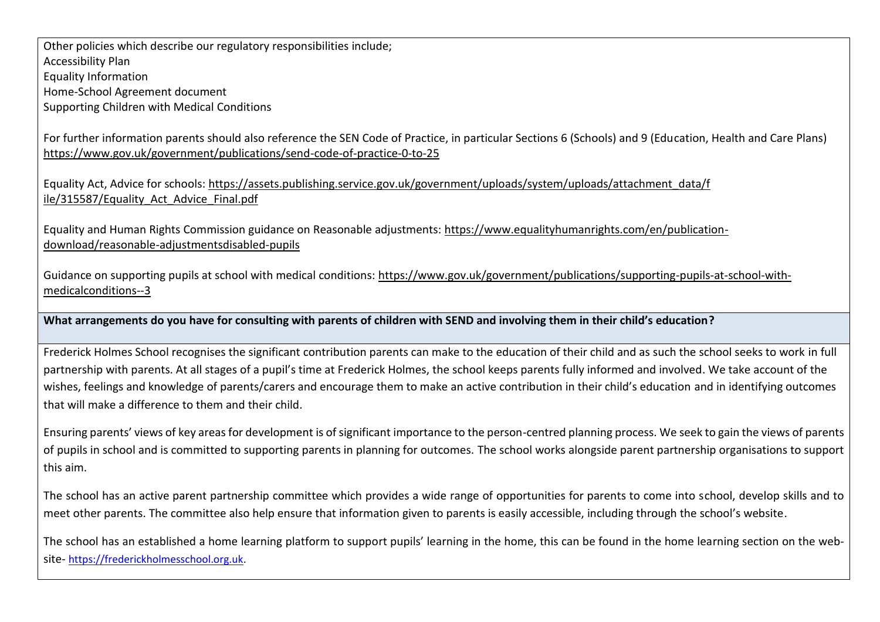Other policies which describe our regulatory responsibilities include;
Accessibility Plan
Equality Information
Home-School Agreement document
Supporting Children with Medical Conditions

For further information parents should also reference the SEN Code of Practice, in particular Sections 6 (Schools) and 9 (Education, Health and Care Plans) https://www.gov.uk/government/publications/send-code-of-practice-0-to-25

Equality Act, Advice for schools: https://assets.publishing.service.gov.uk/government/uploads/system/uploads/attachment_data/file/315587/Equality_Act_Advice_Final.pdf

Equality and Human Rights Commission guidance on Reasonable adjustments: https://www.equalityhumanrights.com/en/publication-download/reasonable-adjustmentsdisabled-pupils

Guidance on supporting pupils at school with medical conditions: https://www.gov.uk/government/publications/supporting-pupils-at-school-with-medicalconditions--3

**What arrangements do you have for consulting with parents of children with SEND and involving them in their child's education?**

Frederick Holmes School recognises the significant contribution parents can make to the education of their child and as such the school seeks to work in full partnership with parents. At all stages of a pupil's time at Frederick Holmes, the school keeps parents fully informed and involved. We take account of the wishes, feelings and knowledge of parents/carers and encourage them to make an active contribution in their child's education and in identifying outcomes that will make a difference to them and their child.

Ensuring parents' views of key areas for development is of significant importance to the person-centred planning process. We seek to gain the views of parents of pupils in school and is committed to supporting parents in planning for outcomes. The school works alongside parent partnership organisations to support this aim.

The school has an active parent partnership committee which provides a wide range of opportunities for parents to come into school, develop skills and to meet other parents. The committee also help ensure that information given to parents is easily accessible, including through the school's website.

The school has an established a home learning platform to support pupils' learning in the home, this can be found in the home learning section on the website- https://frederickholmesschool.org.uk.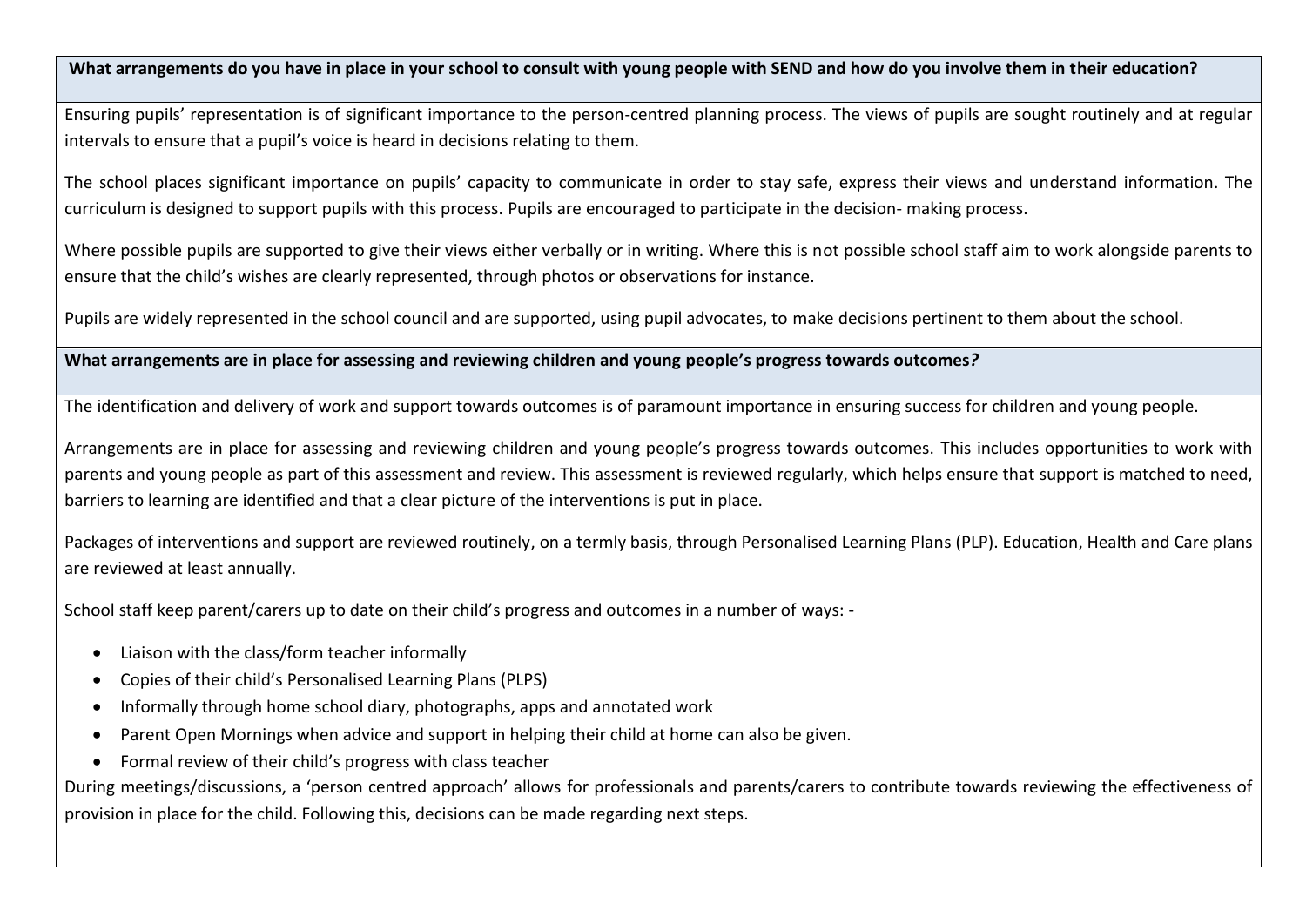**What arrangements do you have in place in your school to consult with young people with SEND and how do you involve them in their education?**

Ensuring pupils' representation is of significant importance to the person-centred planning process. The views of pupils are sought routinely and at regular intervals to ensure that a pupil's voice is heard in decisions relating to them.

The school places significant importance on pupils' capacity to communicate in order to stay safe, express their views and understand information. The curriculum is designed to support pupils with this process. Pupils are encouraged to participate in the decision- making process.

Where possible pupils are supported to give their views either verbally or in writing. Where this is not possible school staff aim to work alongside parents to ensure that the child's wishes are clearly represented, through photos or observations for instance.

Pupils are widely represented in the school council and are supported, using pupil advocates, to make decisions pertinent to them about the school.

**What arrangements are in place for assessing and reviewing children and young people's progress towards outcomes?**

The identification and delivery of work and support towards outcomes is of paramount importance in ensuring success for children and young people.

Arrangements are in place for assessing and reviewing children and young people's progress towards outcomes. This includes opportunities to work with parents and young people as part of this assessment and review. This assessment is reviewed regularly, which helps ensure that support is matched to need, barriers to learning are identified and that a clear picture of the interventions is put in place.

Packages of interventions and support are reviewed routinely, on a termly basis, through Personalised Learning Plans (PLP). Education, Health and Care plans are reviewed at least annually.

School staff keep parent/carers up to date on their child's progress and outcomes in a number of ways: -

- Liaison with the class/form teacher informally
- Copies of their child's Personalised Learning Plans (PLPS)
- Informally through home school diary, photographs, apps and annotated work
- Parent Open Mornings when advice and support in helping their child at home can also be given.
- Formal review of their child's progress with class teacher

During meetings/discussions, a 'person centred approach' allows for professionals and parents/carers to contribute towards reviewing the effectiveness of provision in place for the child. Following this, decisions can be made regarding next steps.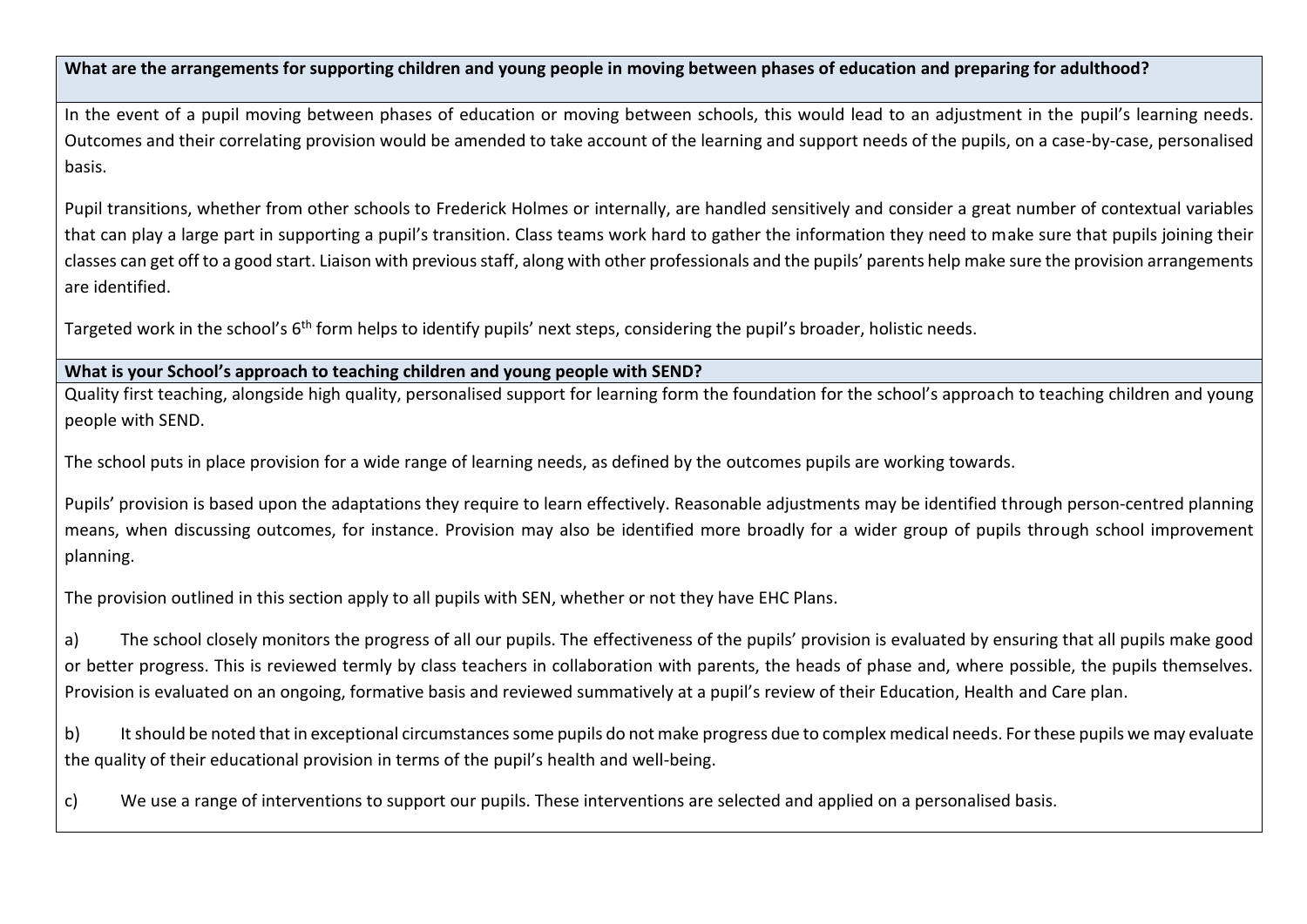**What are the arrangements for supporting children and young people in moving between phases of education and preparing for adulthood?**

In the event of a pupil moving between phases of education or moving between schools, this would lead to an adjustment in the pupil's learning needs. Outcomes and their correlating provision would be amended to take account of the learning and support needs of the pupils, on a case-by-case, personalised basis.

Pupil transitions, whether from other schools to Frederick Holmes or internally, are handled sensitively and consider a great number of contextual variables that can play a large part in supporting a pupil's transition. Class teams work hard to gather the information they need to make sure that pupils joining their classes can get off to a good start. Liaison with previous staff, along with other professionals and the pupils' parents help make sure the provision arrangements are identified.

Targeted work in the school's 6th form helps to identify pupils' next steps, considering the pupil's broader, holistic needs.

**What is your School's approach to teaching children and young people with SEND?**

Quality first teaching, alongside high quality, personalised support for learning form the foundation for the school's approach to teaching children and young people with SEND.

The school puts in place provision for a wide range of learning needs, as defined by the outcomes pupils are working towards.

Pupils' provision is based upon the adaptations they require to learn effectively. Reasonable adjustments may be identified through person-centred planning means, when discussing outcomes, for instance. Provision may also be identified more broadly for a wider group of pupils through school improvement planning.

The provision outlined in this section apply to all pupils with SEN, whether or not they have EHC Plans.

a) The school closely monitors the progress of all our pupils. The effectiveness of the pupils' provision is evaluated by ensuring that all pupils make good or better progress. This is reviewed termly by class teachers in collaboration with parents, the heads of phase and, where possible, the pupils themselves. Provision is evaluated on an ongoing, formative basis and reviewed summatively at a pupil's review of their Education, Health and Care plan.

b) It should be noted that in exceptional circumstances some pupils do not make progress due to complex medical needs. For these pupils we may evaluate the quality of their educational provision in terms of the pupil's health and well-being.

c) We use a range of interventions to support our pupils. These interventions are selected and applied on a personalised basis.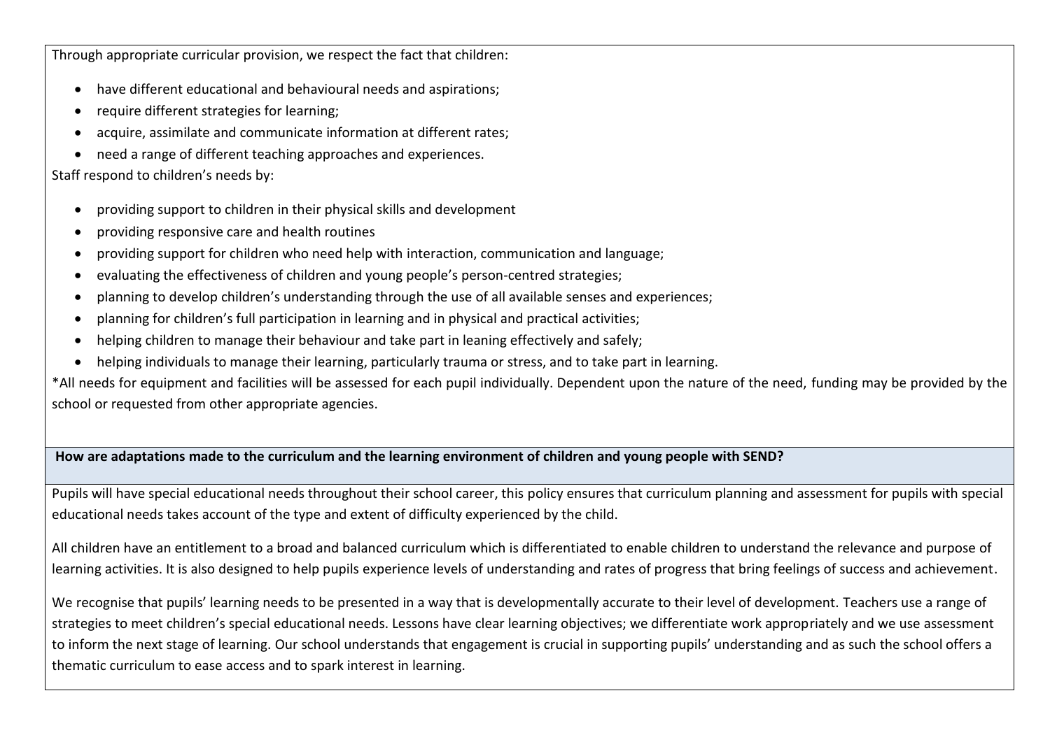Through appropriate curricular provision, we respect the fact that children:

- have different educational and behavioural needs and aspirations;
- require different strategies for learning;
- acquire, assimilate and communicate information at different rates;
- need a range of different teaching approaches and experiences.

Staff respond to children's needs by:

- providing support to children in their physical skills and development
- providing responsive care and health routines
- providing support for children who need help with interaction, communication and language;
- evaluating the effectiveness of children and young people's person-centred strategies;
- planning to develop children's understanding through the use of all available senses and experiences;
- planning for children's full participation in learning and in physical and practical activities;
- helping children to manage their behaviour and take part in leaning effectively and safely;
- helping individuals to manage their learning, particularly trauma or stress, and to take part in learning.

*All needs for equipment and facilities will be assessed for each pupil individually. Dependent upon the nature of the need, funding may be provided by the school or requested from other appropriate agencies.

**How are adaptations made to the curriculum and the learning environment of children and young people with SEND?**

Pupils will have special educational needs throughout their school career, this policy ensures that curriculum planning and assessment for pupils with special educational needs takes account of the type and extent of difficulty experienced by the child.

All children have an entitlement to a broad and balanced curriculum which is differentiated to enable children to understand the relevance and purpose of learning activities. It is also designed to help pupils experience levels of understanding and rates of progress that bring feelings of success and achievement.

We recognise that pupils' learning needs to be presented in a way that is developmentally accurate to their level of development. Teachers use a range of strategies to meet children's special educational needs. Lessons have clear learning objectives; we differentiate work appropriately and we use assessment to inform the next stage of learning. Our school understands that engagement is crucial in supporting pupils' understanding and as such the school offers a thematic curriculum to ease access and to spark interest in learning.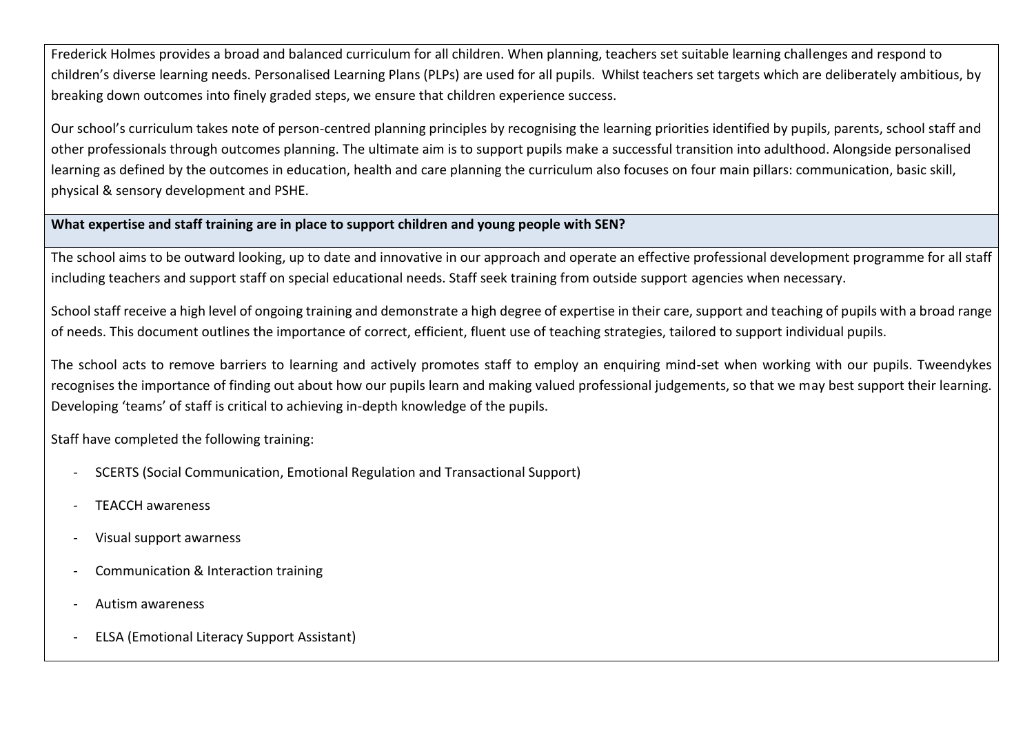Frederick Holmes provides a broad and balanced curriculum for all children. When planning, teachers set suitable learning challenges and respond to children's diverse learning needs. Personalised Learning Plans (PLPs) are used for all pupils. Whilst teachers set targets which are deliberately ambitious, by breaking down outcomes into finely graded steps, we ensure that children experience success.

Our school's curriculum takes note of person-centred planning principles by recognising the learning priorities identified by pupils, parents, school staff and other professionals through outcomes planning. The ultimate aim is to support pupils make a successful transition into adulthood. Alongside personalised learning as defined by the outcomes in education, health and care planning the curriculum also focuses on four main pillars: communication, basic skill, physical & sensory development and PSHE.

**What expertise and staff training are in place to support children and young people with SEN?**

The school aims to be outward looking, up to date and innovative in our approach and operate an effective professional development programme for all staff including teachers and support staff on special educational needs. Staff seek training from outside support agencies when necessary.

School staff receive a high level of ongoing training and demonstrate a high degree of expertise in their care, support and teaching of pupils with a broad range of needs. This document outlines the importance of correct, efficient, fluent use of teaching strategies, tailored to support individual pupils.

The school acts to remove barriers to learning and actively promotes staff to employ an enquiring mind-set when working with our pupils. Tweendykes recognises the importance of finding out about how our pupils learn and making valued professional judgements, so that we may best support their learning. Developing 'teams' of staff is critical to achieving in-depth knowledge of the pupils.

Staff have completed the following training:

- SCERTS (Social Communication, Emotional Regulation and Transactional Support)
- TEACCH awareness
- Visual support awarness
- Communication & Interaction training
- Autism awareness
- ELSA (Emotional Literacy Support Assistant)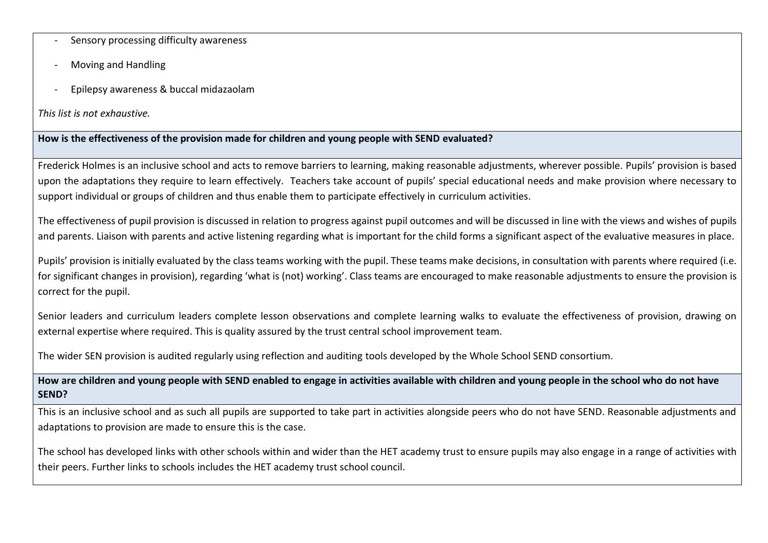- Sensory processing difficulty awareness
- Moving and Handling
- Epilepsy awareness & buccal midazaolam

*This list is not exhaustive.*

**How is the effectiveness of the provision made for children and young people with SEND evaluated?**

Frederick Holmes is an inclusive school and acts to remove barriers to learning, making reasonable adjustments, wherever possible. Pupils' provision is based upon the adaptations they require to learn effectively. Teachers take account of pupils' special educational needs and make provision where necessary to support individual or groups of children and thus enable them to participate effectively in curriculum activities.

The effectiveness of pupil provision is discussed in relation to progress against pupil outcomes and will be discussed in line with the views and wishes of pupils and parents. Liaison with parents and active listening regarding what is important for the child forms a significant aspect of the evaluative measures in place.

Pupils' provision is initially evaluated by the class teams working with the pupil. These teams make decisions, in consultation with parents where required (i.e. for significant changes in provision), regarding 'what is (not) working'. Class teams are encouraged to make reasonable adjustments to ensure the provision is correct for the pupil.

Senior leaders and curriculum leaders complete lesson observations and complete learning walks to evaluate the effectiveness of provision, drawing on external expertise where required. This is quality assured by the trust central school improvement team.

The wider SEN provision is audited regularly using reflection and auditing tools developed by the Whole School SEND consortium.

**How are children and young people with SEND enabled to engage in activities available with children and young people in the school who do not have SEND?**

This is an inclusive school and as such all pupils are supported to take part in activities alongside peers who do not have SEND. Reasonable adjustments and adaptations to provision are made to ensure this is the case.

The school has developed links with other schools within and wider than the HET academy trust to ensure pupils may also engage in a range of activities with their peers. Further links to schools includes the HET academy trust school council.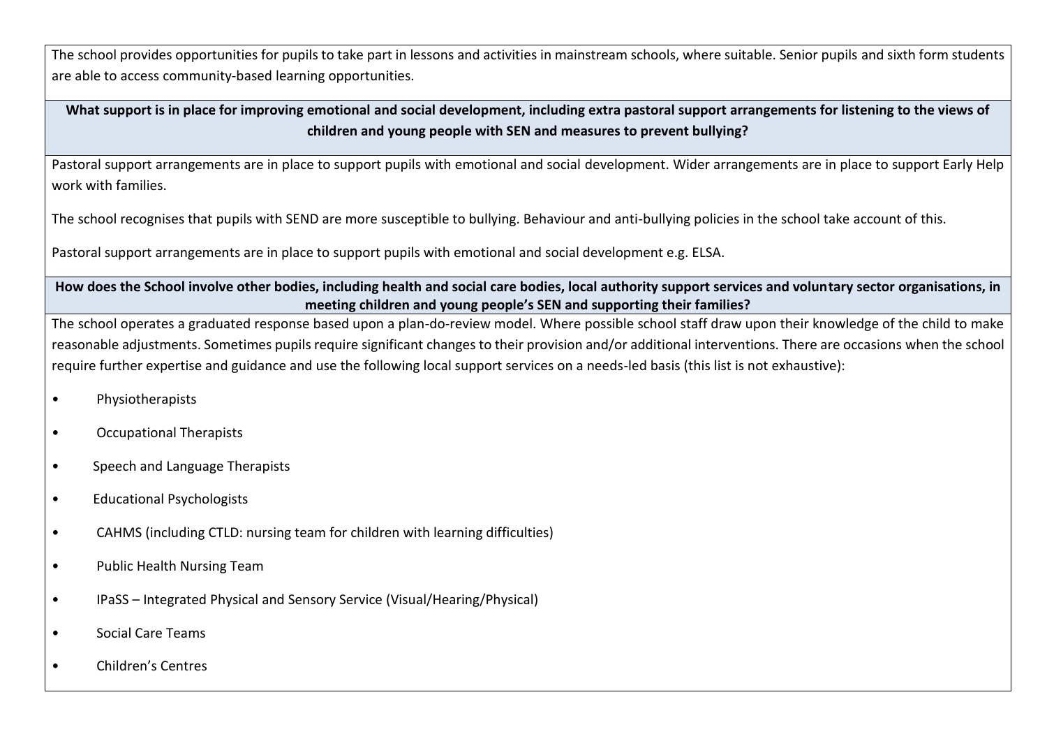The school provides opportunities for pupils to take part in lessons and activities in mainstream schools, where suitable. Senior pupils and sixth form students are able to access community-based learning opportunities.

**What support is in place for improving emotional and social development, including extra pastoral support arrangements for listening to the views of children and young people with SEN and measures to prevent bullying?**

Pastoral support arrangements are in place to support pupils with emotional and social development. Wider arrangements are in place to support Early Help work with families.

The school recognises that pupils with SEND are more susceptible to bullying. Behaviour and anti-bullying policies in the school take account of this.

Pastoral support arrangements are in place to support pupils with emotional and social development e.g. ELSA.

**How does the School involve other bodies, including health and social care bodies, local authority support services and voluntary sector organisations, in meeting children and young people's SEN and supporting their families?**

The school operates a graduated response based upon a plan-do-review model. Where possible school staff draw upon their knowledge of the child to make reasonable adjustments. Sometimes pupils require significant changes to their provision and/or additional interventions. There are occasions when the school require further expertise and guidance and use the following local support services on a needs-led basis (this list is not exhaustive):

- Physiotherapists
- Occupational Therapists
- Speech and Language Therapists
- Educational Psychologists
- CAHMS (including CTLD: nursing team for children with learning difficulties)
- Public Health Nursing Team
- IPaSS – Integrated Physical and Sensory Service (Visual/Hearing/Physical)
- Social Care Teams
- Children's Centres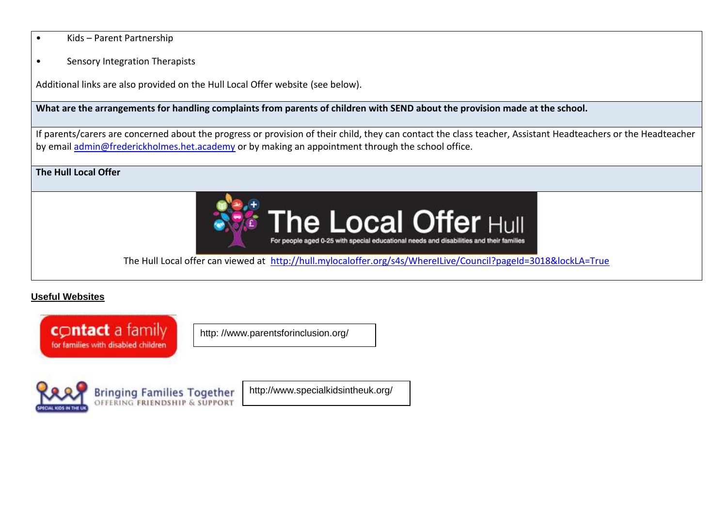- Kids – Parent Partnership
- Sensory Integration Therapists

Additional links are also provided on the Hull Local Offer website (see below).

**What are the arrangements for handling complaints from parents of children with SEND about the provision made at the school.**

If parents/carers are concerned about the progress or provision of their child, they can contact the class teacher, Assistant Headteachers or the Headteacher by email admin@frederickholmes.het.academy or by making an appointment through the school office.

**The Hull Local Offer**

The Hull Local offer can viewed at http://hull.mylocaloffer.org/s4s/WhereILive/Council?pageId=3018&lockLA=True

## Useful Websites

http: //www.parentsforinclusion.org/

http://www.specialkidsintheuk.org/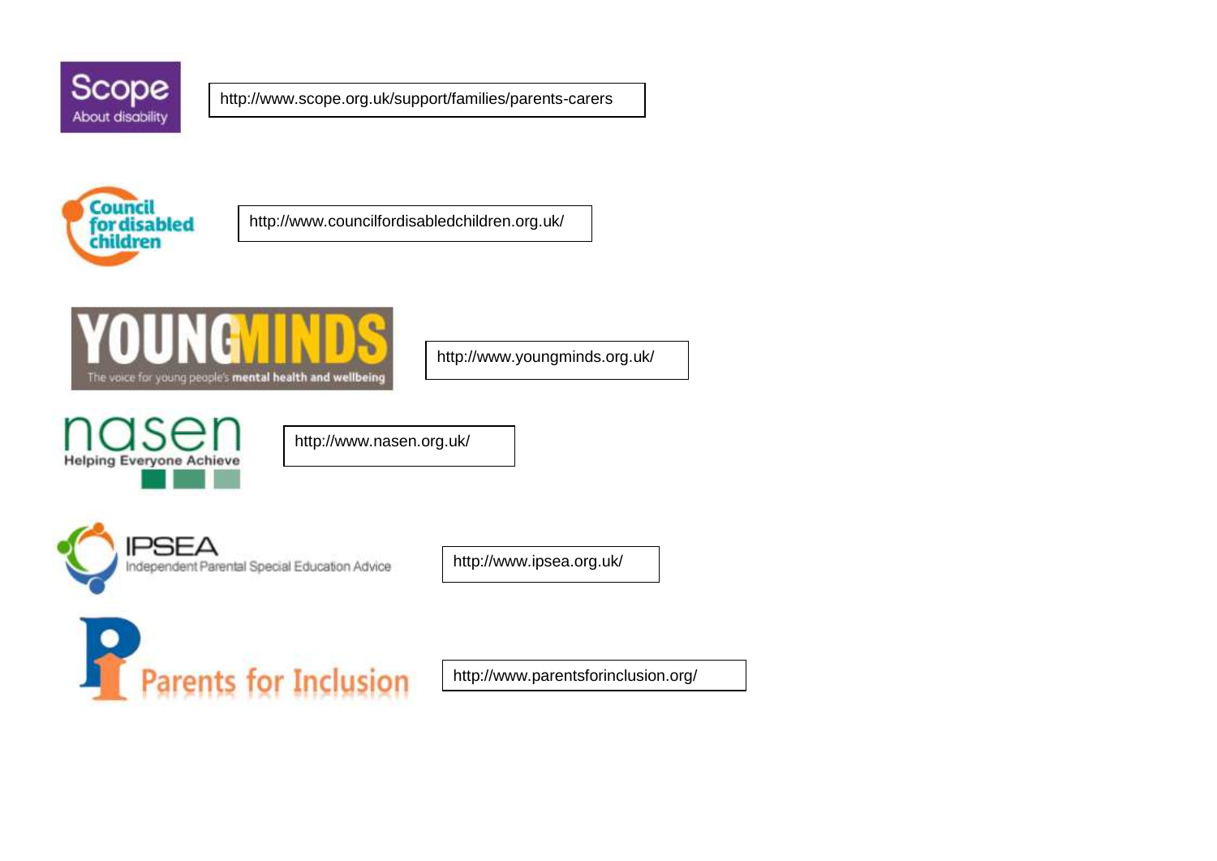Scope
About disability

http://www.scope.org.uk/support/families/parents-carers

Council for disabled children

http://www.councilfordisabledchildren.org.uk/

YOUNGMINDS
The voice for young people's **mental health and wellbeing**

http://www.youngminds.org.uk/

nasen
Helping Everyone Achieve

http://www.nasen.org.uk/

IPSEA
Independent Parental Special Education Advice

http://www.ipsea.org.uk/

Parents for Inclusion

http://www.parentsforinclusion.org/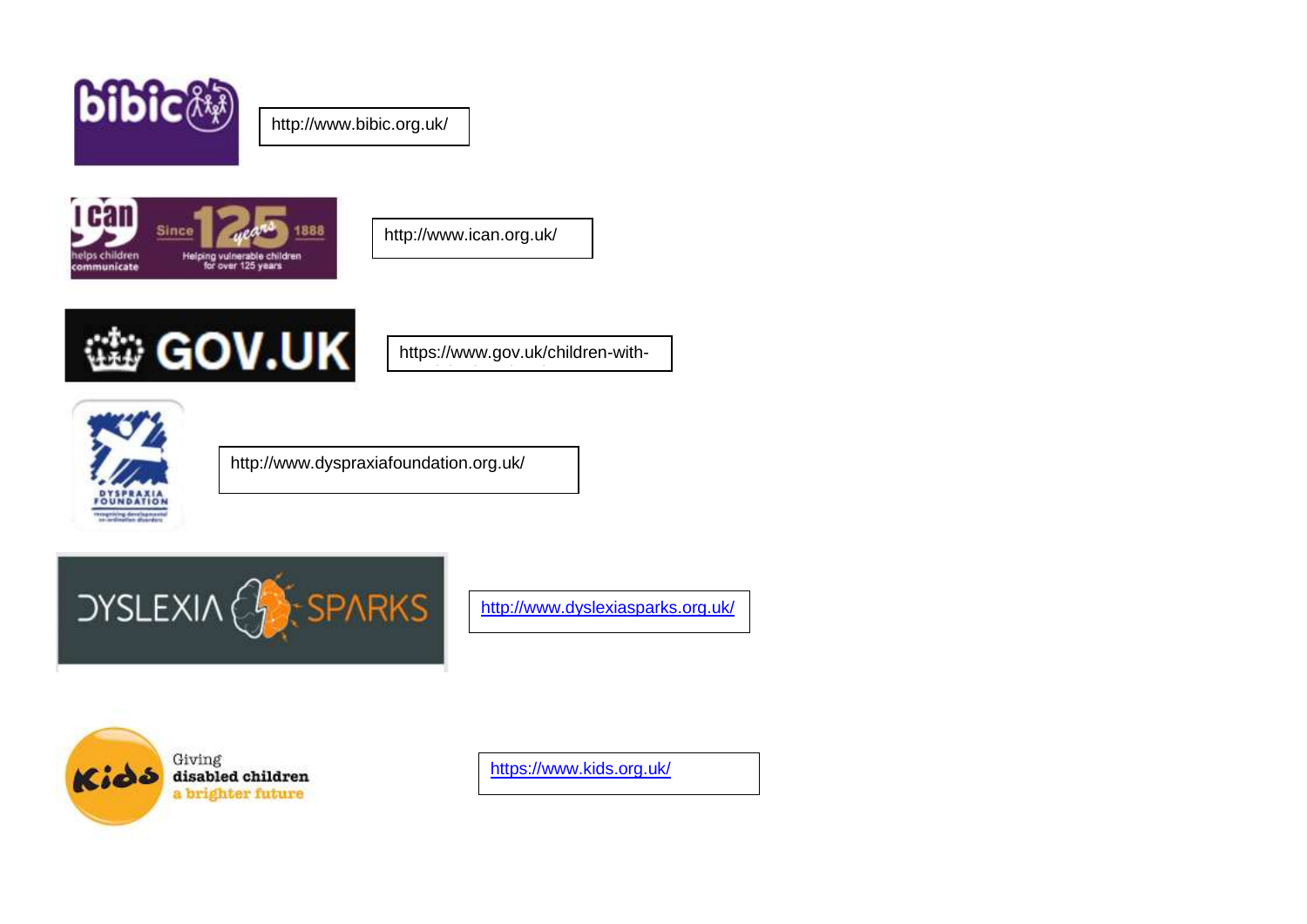http://www.bibic.org.uk/

http://www.ican.org.uk/

https://www.gov.uk/children-with-

http://www.dyspraxiafoundation.org.uk/

http://www.dyslexiasparks.org.uk/

https://www.kids.org.uk/